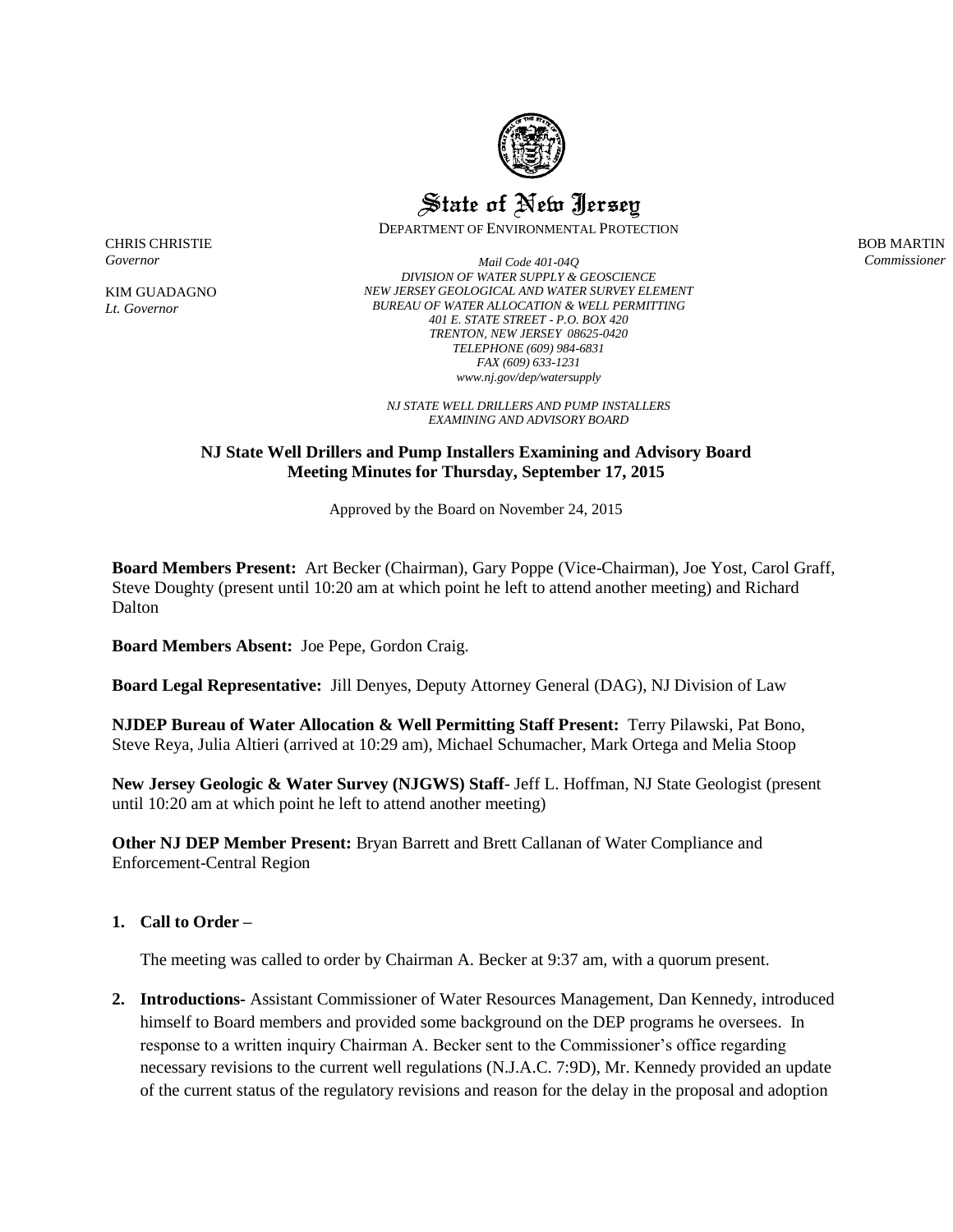# State of New Jersey

DEPARTMENT OF ENVIRONMENTAL PROTECTION

CHRIS CHRISTIE
*Governor*

KIM GUADAGNO
*Lt. Governor*

BOB MARTIN
*Commissioner*

*Mail Code 401-04Q*
*DIVISION OF WATER SUPPLY & GEOSCIENCE*
*NEW JERSEY GEOLOGICAL AND WATER SURVEY ELEMENT*
*BUREAU OF WATER ALLOCATION & WELL PERMITTING*
*401 E. STATE STREET - P.O. BOX 420*
*TRENTON, NEW JERSEY 08625-0420*
*TELEPHONE (609) 984-6831*
*FAX (609) 633-1231*
*www.nj.gov/dep/watersupply*

*NJ STATE WELL DRILLERS AND PUMP INSTALLERS*
*EXAMINING AND ADVISORY BOARD*

**NJ State Well Drillers and Pump Installers Examining and Advisory Board**
**Meeting Minutes for Thursday, September 17, 2015**

Approved by the Board on November 24, 2015

**Board Members Present:** Art Becker (Chairman), Gary Poppe (Vice-Chairman), Joe Yost, Carol Graff, Steve Doughty (present until 10:20 am at which point he left to attend another meeting) and Richard Dalton

**Board Members Absent:** Joe Pepe, Gordon Craig.

**Board Legal Representative:** Jill Denyes, Deputy Attorney General (DAG), NJ Division of Law

**NJDEP Bureau of Water Allocation & Well Permitting Staff Present:** Terry Pilawski, Pat Bono, Steve Reya, Julia Altieri (arrived at 10:29 am), Michael Schumacher, Mark Ortega and Melia Stoop

**New Jersey Geologic & Water Survey (NJGWS) Staff**- Jeff L. Hoffman, NJ State Geologist (present until 10:20 am at which point he left to attend another meeting)

**Other NJ DEP Member Present:** Bryan Barrett and Brett Callanan of Water Compliance and Enforcement-Central Region

1. **Call to Order –**

   The meeting was called to order by Chairman A. Becker at 9:37 am, with a quorum present.

2. **Introductions-** Assistant Commissioner of Water Resources Management, Dan Kennedy, introduced himself to Board members and provided some background on the DEP programs he oversees. In response to a written inquiry Chairman A. Becker sent to the Commissioner's office regarding necessary revisions to the current well regulations (N.J.A.C. 7:9D), Mr. Kennedy provided an update of the current status of the regulatory revisions and reason for the delay in the proposal and adoption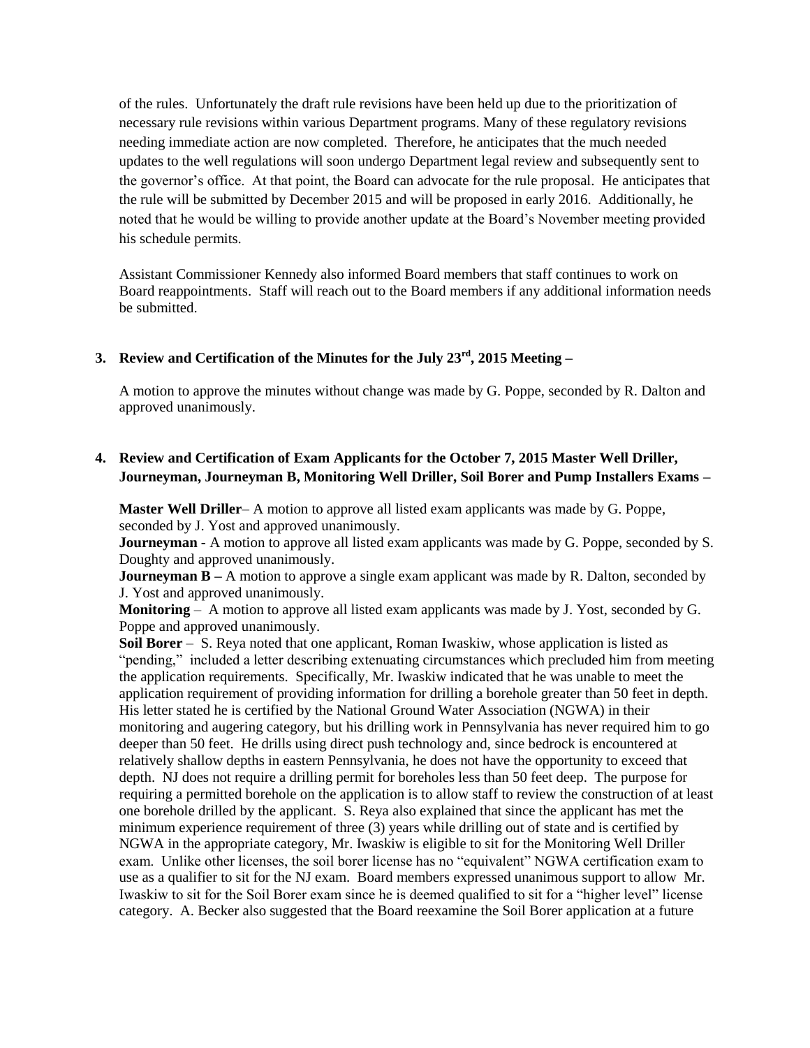of the rules. Unfortunately the draft rule revisions have been held up due to the prioritization of necessary rule revisions within various Department programs. Many of these regulatory revisions needing immediate action are now completed. Therefore, he anticipates that the much needed updates to the well regulations will soon undergo Department legal review and subsequently sent to the governor's office. At that point, the Board can advocate for the rule proposal. He anticipates that the rule will be submitted by December 2015 and will be proposed in early 2016. Additionally, he noted that he would be willing to provide another update at the Board's November meeting provided his schedule permits.

Assistant Commissioner Kennedy also informed Board members that staff continues to work on Board reappointments. Staff will reach out to the Board members if any additional information needs be submitted.

**3. Review and Certification of the Minutes for the July 23rd, 2015 Meeting –**

A motion to approve the minutes without change was made by G. Poppe, seconded by R. Dalton and approved unanimously.

**4. Review and Certification of Exam Applicants for the October 7, 2015 Master Well Driller, Journeyman, Journeyman B, Monitoring Well Driller, Soil Borer and Pump Installers Exams –**

**Master Well Driller**– A motion to approve all listed exam applicants was made by G. Poppe, seconded by J. Yost and approved unanimously.
**Journeyman -** A motion to approve all listed exam applicants was made by G. Poppe, seconded by S. Doughty and approved unanimously.
**Journeyman B –** A motion to approve a single exam applicant was made by R. Dalton, seconded by J. Yost and approved unanimously.
**Monitoring** – A motion to approve all listed exam applicants was made by J. Yost, seconded by G. Poppe and approved unanimously.
**Soil Borer** – S. Reya noted that one applicant, Roman Iwaskiw, whose application is listed as "pending," included a letter describing extenuating circumstances which precluded him from meeting the application requirements. Specifically, Mr. Iwaskiw indicated that he was unable to meet the application requirement of providing information for drilling a borehole greater than 50 feet in depth. His letter stated he is certified by the National Ground Water Association (NGWA) in their monitoring and augering category, but his drilling work in Pennsylvania has never required him to go deeper than 50 feet. He drills using direct push technology and, since bedrock is encountered at relatively shallow depths in eastern Pennsylvania, he does not have the opportunity to exceed that depth. NJ does not require a drilling permit for boreholes less than 50 feet deep. The purpose for requiring a permitted borehole on the application is to allow staff to review the construction of at least one borehole drilled by the applicant. S. Reya also explained that since the applicant has met the minimum experience requirement of three (3) years while drilling out of state and is certified by NGWA in the appropriate category, Mr. Iwaskiw is eligible to sit for the Monitoring Well Driller exam. Unlike other licenses, the soil borer license has no "equivalent" NGWA certification exam to use as a qualifier to sit for the NJ exam. Board members expressed unanimous support to allow Mr. Iwaskiw to sit for the Soil Borer exam since he is deemed qualified to sit for a "higher level" license category. A. Becker also suggested that the Board reexamine the Soil Borer application at a future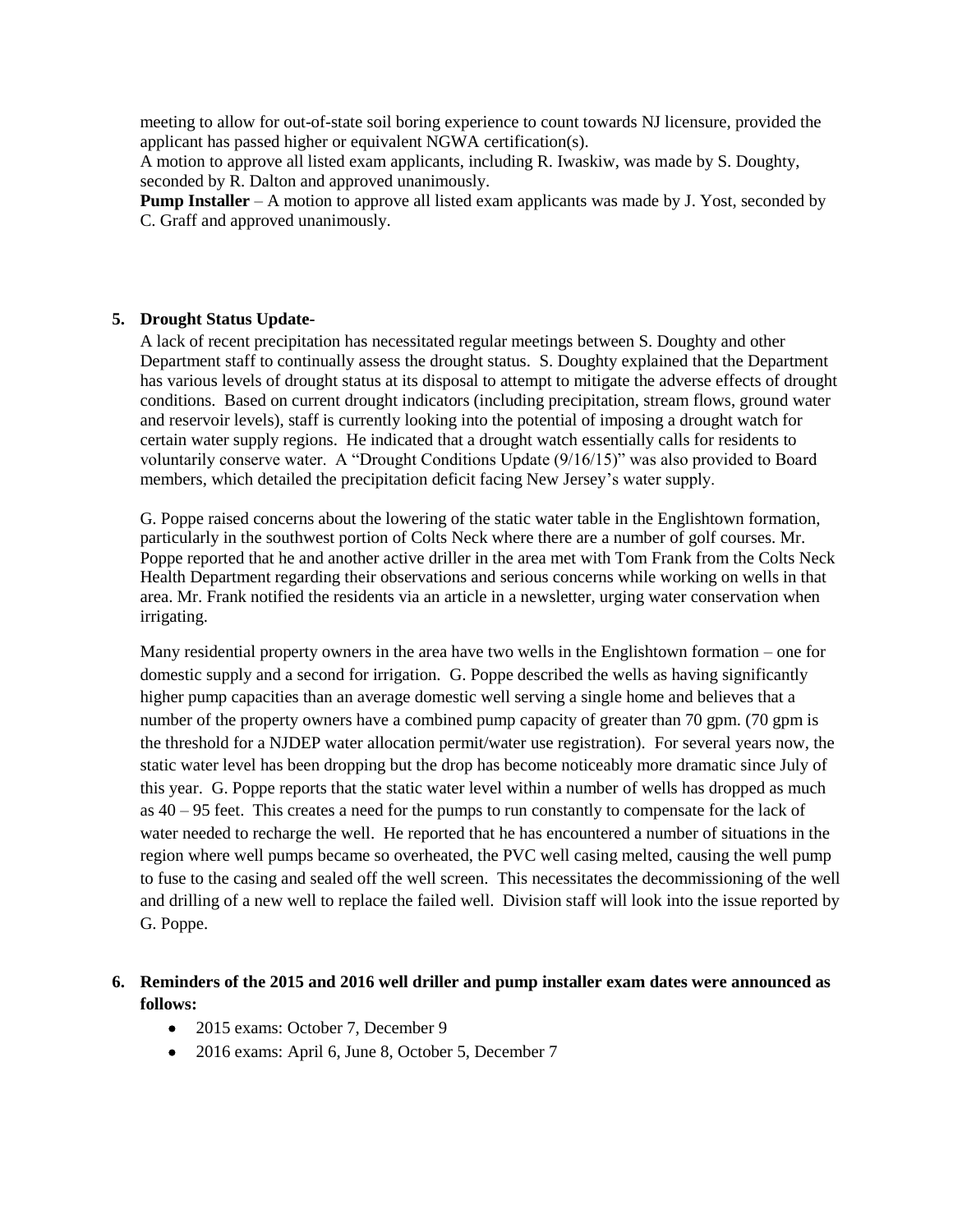meeting to allow for out-of-state soil boring experience to count towards NJ licensure, provided the applicant has passed higher or equivalent NGWA certification(s).
A motion to approve all listed exam applicants, including R. Iwaskiw, was made by S. Doughty, seconded by R. Dalton and approved unanimously.
**Pump Installer** – A motion to approve all listed exam applicants was made by J. Yost, seconded by C. Graff and approved unanimously.

5. **Drought Status Update-**

   A lack of recent precipitation has necessitated regular meetings between S. Doughty and other Department staff to continually assess the drought status. S. Doughty explained that the Department has various levels of drought status at its disposal to attempt to mitigate the adverse effects of drought conditions. Based on current drought indicators (including precipitation, stream flows, ground water and reservoir levels), staff is currently looking into the potential of imposing a drought watch for certain water supply regions. He indicated that a drought watch essentially calls for residents to voluntarily conserve water. A "Drought Conditions Update (9/16/15)" was also provided to Board members, which detailed the precipitation deficit facing New Jersey's water supply.

   G. Poppe raised concerns about the lowering of the static water table in the Englishtown formation, particularly in the southwest portion of Colts Neck where there are a number of golf courses. Mr. Poppe reported that he and another active driller in the area met with Tom Frank from the Colts Neck Health Department regarding their observations and serious concerns while working on wells in that area. Mr. Frank notified the residents via an article in a newsletter, urging water conservation when irrigating.

   Many residential property owners in the area have two wells in the Englishtown formation – one for domestic supply and a second for irrigation. G. Poppe described the wells as having significantly higher pump capacities than an average domestic well serving a single home and believes that a number of the property owners have a combined pump capacity of greater than 70 gpm. (70 gpm is the threshold for a NJDEP water allocation permit/water use registration). For several years now, the static water level has been dropping but the drop has become noticeably more dramatic since July of this year. G. Poppe reports that the static water level within a number of wells has dropped as much as 40 – 95 feet. This creates a need for the pumps to run constantly to compensate for the lack of water needed to recharge the well. He reported that he has encountered a number of situations in the region where well pumps became so overheated, the PVC well casing melted, causing the well pump to fuse to the casing and sealed off the well screen. This necessitates the decommissioning of the well and drilling of a new well to replace the failed well. Division staff will look into the issue reported by G. Poppe.

6. **Reminders of the 2015 and 2016 well driller and pump installer exam dates were announced as follows:**
   - 2015 exams: October 7, December 9
   - 2016 exams: April 6, June 8, October 5, December 7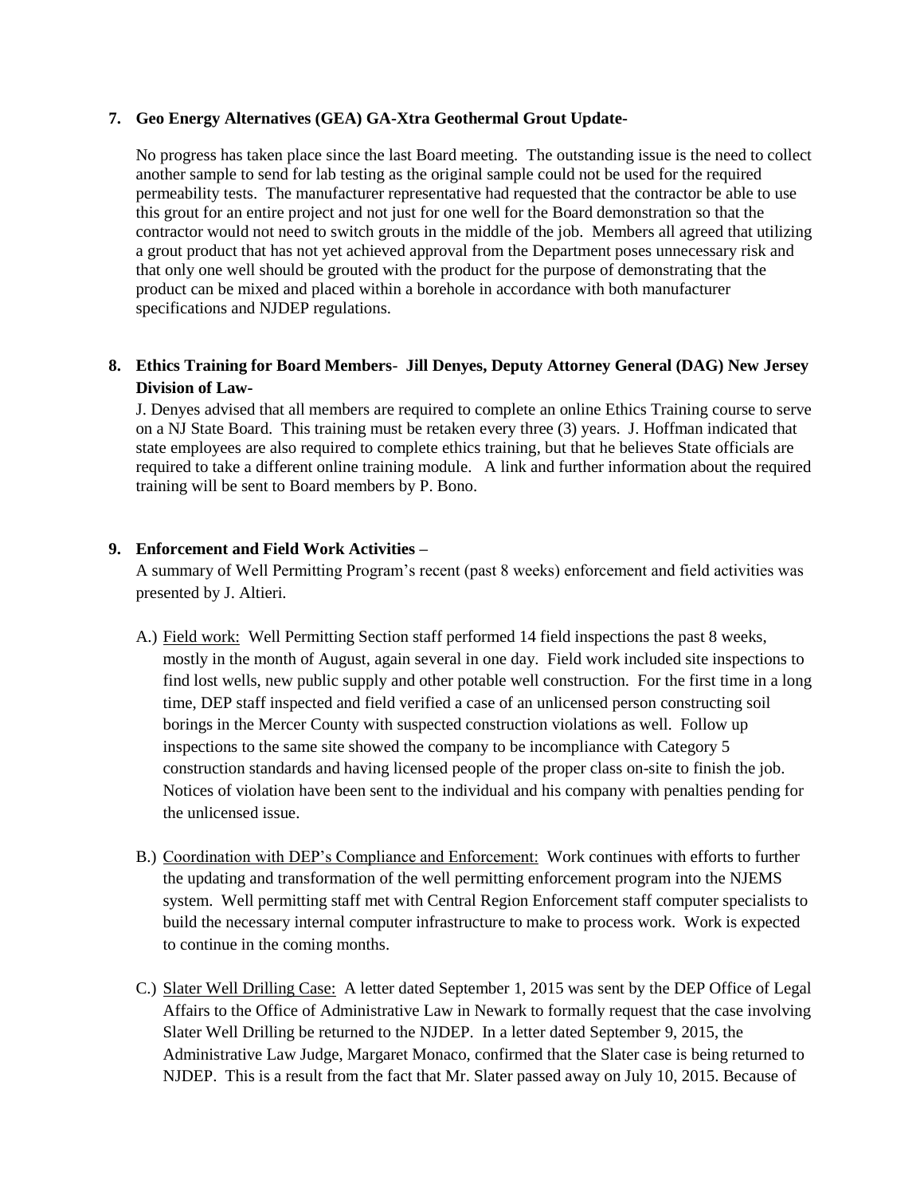**7. Geo Energy Alternatives (GEA) GA-Xtra Geothermal Grout Update-**

No progress has taken place since the last Board meeting. The outstanding issue is the need to collect another sample to send for lab testing as the original sample could not be used for the required permeability tests. The manufacturer representative had requested that the contractor be able to use this grout for an entire project and not just for one well for the Board demonstration so that the contractor would not need to switch grouts in the middle of the job. Members all agreed that utilizing a grout product that has not yet achieved approval from the Department poses unnecessary risk and that only one well should be grouted with the product for the purpose of demonstrating that the product can be mixed and placed within a borehole in accordance with both manufacturer specifications and NJDEP regulations.

**8. Ethics Training for Board Members- Jill Denyes, Deputy Attorney General (DAG) New Jersey Division of Law-**

J. Denyes advised that all members are required to complete an online Ethics Training course to serve on a NJ State Board. This training must be retaken every three (3) years. J. Hoffman indicated that state employees are also required to complete ethics training, but that he believes State officials are required to take a different online training module. A link and further information about the required training will be sent to Board members by P. Bono.

**9. Enforcement and Field Work Activities –**

A summary of Well Permitting Program's recent (past 8 weeks) enforcement and field activities was presented by J. Altieri.

A.) Field work: Well Permitting Section staff performed 14 field inspections the past 8 weeks, mostly in the month of August, again several in one day. Field work included site inspections to find lost wells, new public supply and other potable well construction. For the first time in a long time, DEP staff inspected and field verified a case of an unlicensed person constructing soil borings in the Mercer County with suspected construction violations as well. Follow up inspections to the same site showed the company to be incompliance with Category 5 construction standards and having licensed people of the proper class on-site to finish the job. Notices of violation have been sent to the individual and his company with penalties pending for the unlicensed issue.

B.) Coordination with DEP's Compliance and Enforcement: Work continues with efforts to further the updating and transformation of the well permitting enforcement program into the NJEMS system. Well permitting staff met with Central Region Enforcement staff computer specialists to build the necessary internal computer infrastructure to make to process work. Work is expected to continue in the coming months.

C.) Slater Well Drilling Case: A letter dated September 1, 2015 was sent by the DEP Office of Legal Affairs to the Office of Administrative Law in Newark to formally request that the case involving Slater Well Drilling be returned to the NJDEP. In a letter dated September 9, 2015, the Administrative Law Judge, Margaret Monaco, confirmed that the Slater case is being returned to NJDEP. This is a result from the fact that Mr. Slater passed away on July 10, 2015. Because of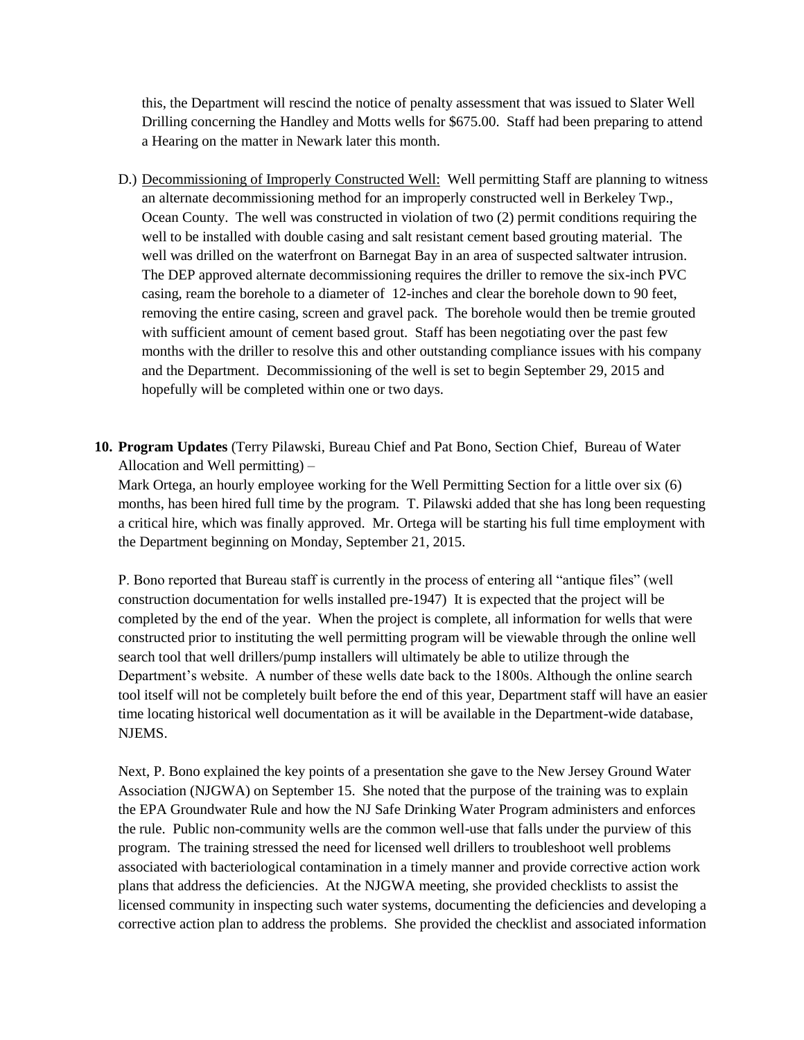this, the Department will rescind the notice of penalty assessment that was issued to Slater Well Drilling concerning the Handley and Motts wells for $675.00. Staff had been preparing to attend a Hearing on the matter in Newark later this month.

D.) Decommissioning of Improperly Constructed Well: Well permitting Staff are planning to witness an alternate decommissioning method for an improperly constructed well in Berkeley Twp., Ocean County. The well was constructed in violation of two (2) permit conditions requiring the well to be installed with double casing and salt resistant cement based grouting material. The well was drilled on the waterfront on Barnegat Bay in an area of suspected saltwater intrusion. The DEP approved alternate decommissioning requires the driller to remove the six-inch PVC casing, ream the borehole to a diameter of 12-inches and clear the borehole down to 90 feet, removing the entire casing, screen and gravel pack. The borehole would then be tremie grouted with sufficient amount of cement based grout. Staff has been negotiating over the past few months with the driller to resolve this and other outstanding compliance issues with his company and the Department. Decommissioning of the well is set to begin September 29, 2015 and hopefully will be completed within one or two days.

**10. Program Updates** (Terry Pilawski, Bureau Chief and Pat Bono, Section Chief, Bureau of Water Allocation and Well permitting) –

Mark Ortega, an hourly employee working for the Well Permitting Section for a little over six (6) months, has been hired full time by the program. T. Pilawski added that she has long been requesting a critical hire, which was finally approved. Mr. Ortega will be starting his full time employment with the Department beginning on Monday, September 21, 2015.

P. Bono reported that Bureau staff is currently in the process of entering all "antique files" (well construction documentation for wells installed pre-1947) It is expected that the project will be completed by the end of the year. When the project is complete, all information for wells that were constructed prior to instituting the well permitting program will be viewable through the online well search tool that well drillers/pump installers will ultimately be able to utilize through the Department's website. A number of these wells date back to the 1800s. Although the online search tool itself will not be completely built before the end of this year, Department staff will have an easier time locating historical well documentation as it will be available in the Department-wide database, NJEMS.

Next, P. Bono explained the key points of a presentation she gave to the New Jersey Ground Water Association (NJGWA) on September 15. She noted that the purpose of the training was to explain the EPA Groundwater Rule and how the NJ Safe Drinking Water Program administers and enforces the rule. Public non-community wells are the common well-use that falls under the purview of this program. The training stressed the need for licensed well drillers to troubleshoot well problems associated with bacteriological contamination in a timely manner and provide corrective action work plans that address the deficiencies. At the NJGWA meeting, she provided checklists to assist the licensed community in inspecting such water systems, documenting the deficiencies and developing a corrective action plan to address the problems. She provided the checklist and associated information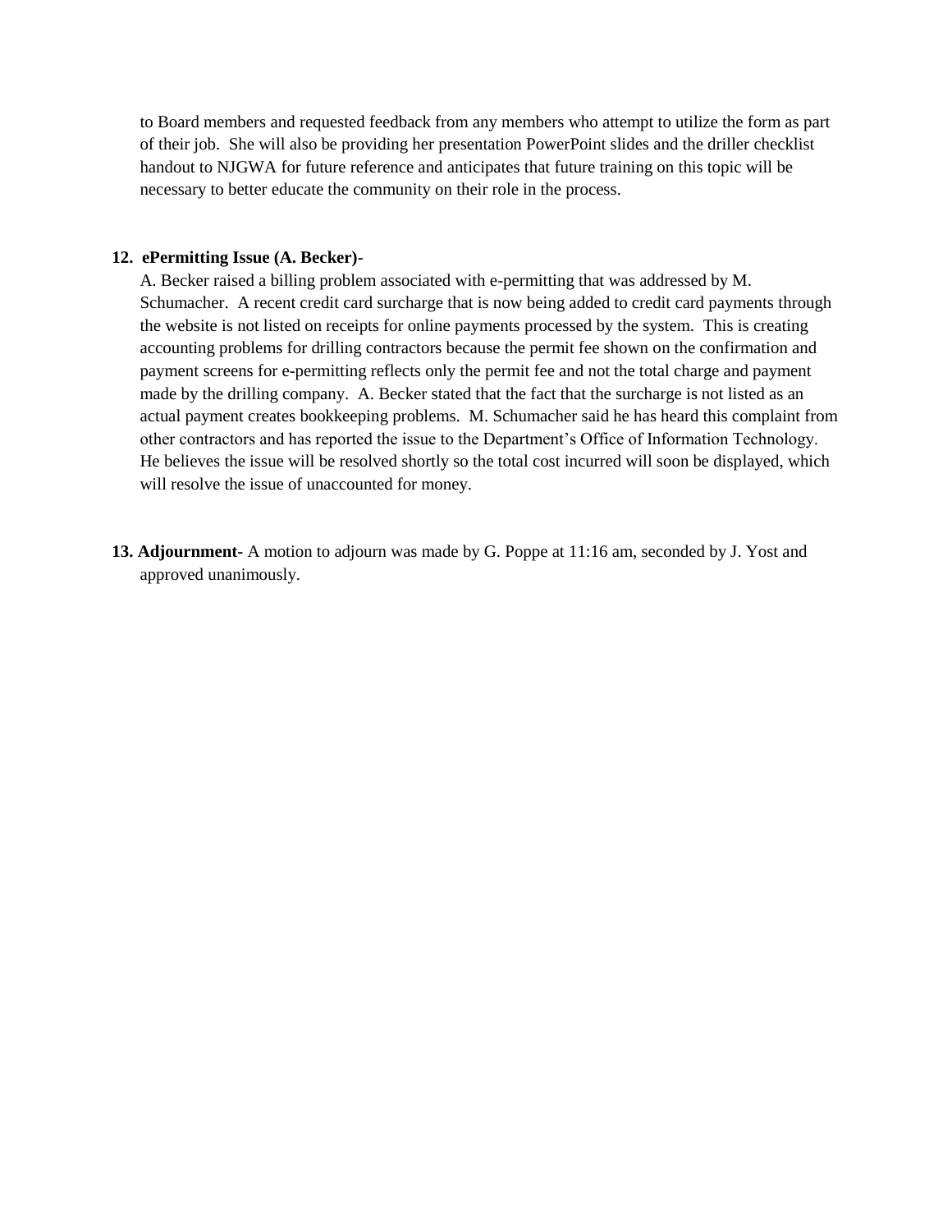to Board members and requested feedback from any members who attempt to utilize the form as part of their job. She will also be providing her presentation PowerPoint slides and the driller checklist handout to NJGWA for future reference and anticipates that future training on this topic will be necessary to better educate the community on their role in the process.

**12. ePermitting Issue (A. Becker)-**

A. Becker raised a billing problem associated with e-permitting that was addressed by M. Schumacher. A recent credit card surcharge that is now being added to credit card payments through the website is not listed on receipts for online payments processed by the system. This is creating accounting problems for drilling contractors because the permit fee shown on the confirmation and payment screens for e-permitting reflects only the permit fee and not the total charge and payment made by the drilling company. A. Becker stated that the fact that the surcharge is not listed as an actual payment creates bookkeeping problems. M. Schumacher said he has heard this complaint from other contractors and has reported the issue to the Department's Office of Information Technology. He believes the issue will be resolved shortly so the total cost incurred will soon be displayed, which will resolve the issue of unaccounted for money.

**13. Adjournment**- A motion to adjourn was made by G. Poppe at 11:16 am, seconded by J. Yost and approved unanimously.